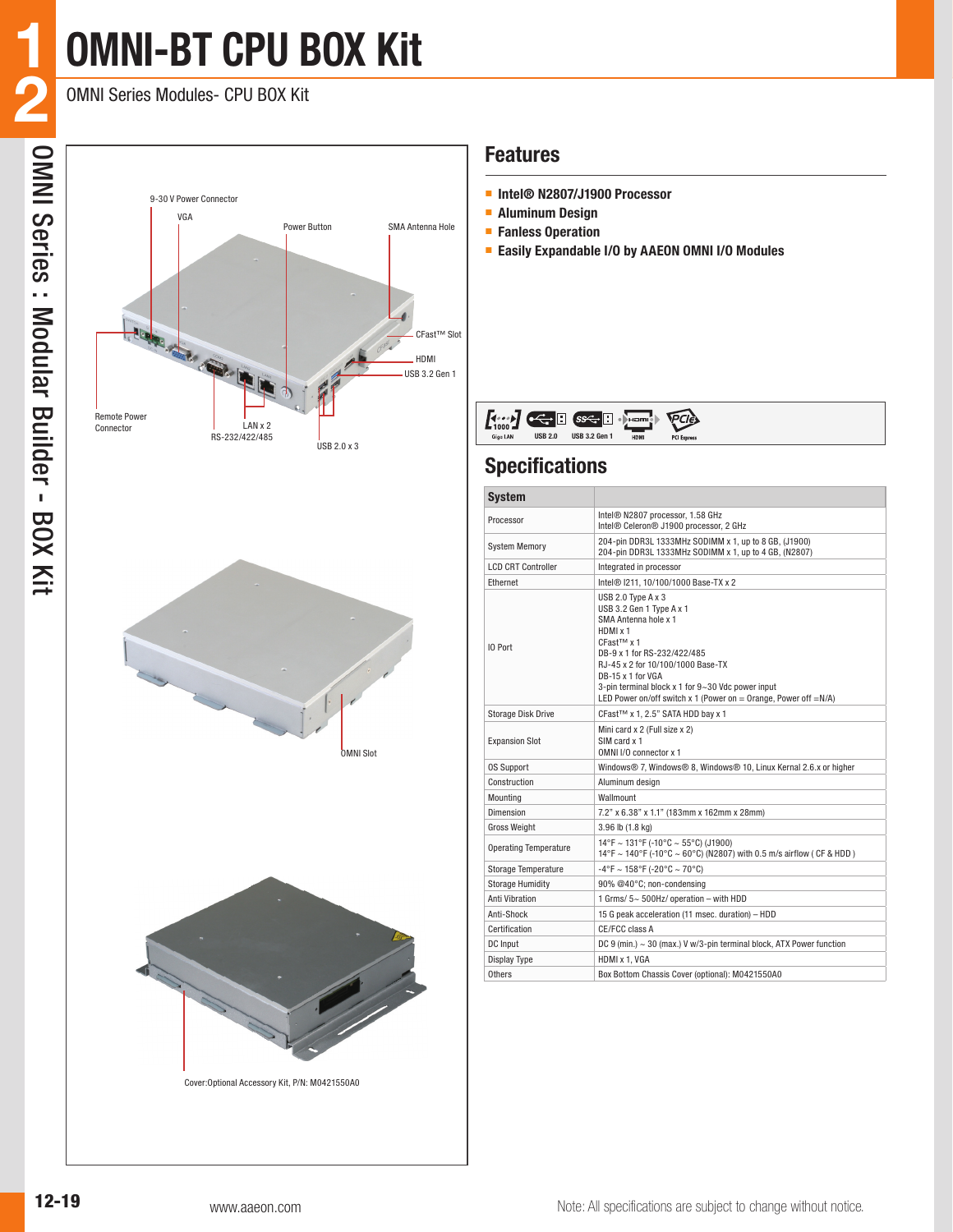# OMNI-BT CPU BOX Kit

OMNI Series Modules- CPU BOX Kit

9-30 V Power Connector

VGA

Power Button

SMA Antenna Hole

CFast™ Slot

HDMI

USB 3.2 Gen 1

Remote Power Connector

LAN x 2

RS-232/422/485

USB 2.0 x 3

OMNI Slot

Cover:Optional Accessory Kit, P/N: M0421550A0

## Features

- **Intel® N2807/J1900 Processor**
- **Aluminum Design**
- **Fanless Operation**
- **Easily Expandable I/O by AAEON OMNI I/O Modules**

Giga LAN | USB 2.0 | USB 3.2 Gen 1 | HDMI | PCI Express

## Specifications

| System | |
|---|---|
| Processor | Intel® N2807 processor, 1.58 GHz<br>Intel® Celeron® J1900 processor, 2 GHz |
| System Memory | 204-pin DDR3L 1333MHz SODIMM x 1, up to 8 GB, (J1900)<br>204-pin DDR3L 1333MHz SODIMM x 1, up to 4 GB, (N2807) |
| LCD CRT Controller | Integrated in processor |
| Ethernet | Intel® I211, 10/100/1000 Base-TX x 2 |
| IO Port | USB 2.0 Type A x 3<br>USB 3.2 Gen 1 Type A x 1<br>SMA Antenna hole x 1<br>HDMI x 1<br>CFast™ x 1<br>DB-9 x 1 for RS-232/422/485<br>RJ-45 x 2 for 10/100/1000 Base-TX<br>DB-15 x 1 for VGA<br>3-pin terminal block x 1 for 9~30 Vdc power input<br>LED Power on/off switch x 1 (Power on = Orange, Power off =N/A) |
| Storage Disk Drive | CFast™ x 1, 2.5" SATA HDD bay x 1 |
| Expansion Slot | Mini card x 2 (Full size x 2)<br>SIM card x 1<br>OMNI I/O connector x 1 |
| OS Support | Windows® 7, Windows® 8, Windows® 10, Linux Kernal 2.6.x or higher |
| Construction | Aluminum design |
| Mounting | Wallmount |
| Dimension | 7.2" x 6.38" x 1.1" (183mm x 162mm x 28mm) |
| Gross Weight | 3.96 lb (1.8 kg) |
| Operating Temperature | 14°F ~ 131°F (-10°C ~ 55°C) (J1900)<br>14°F ~ 140°F (-10°C ~ 60°C) (N2807) with 0.5 m/s airflow ( CF & HDD ) |
| Storage Temperature | -4°F ~ 158°F (-20°C ~ 70°C) |
| Storage Humidity | 90% @40°C; non-condensing |
| Anti Vibration | 1 Grms/ 5~ 500Hz/ operation – with HDD |
| Anti-Shock | 15 G peak acceleration (11 msec. duration) – HDD |
| Certification | CE/FCC class A |
| DC Input | DC 9 (min.) ~ 30 (max.) V w/3-pin terminal block, ATX Power function |
| Display Type | HDMI x 1, VGA |
| Others | Box Bottom Chassis Cover (optional): M0421550A0 |

Note: All specifications are subject to change without notice.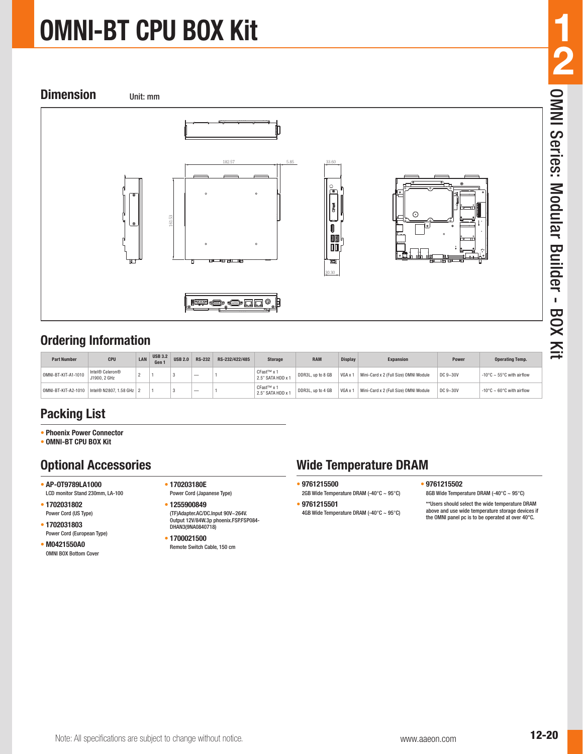# OMNI-BT CPU BOX Kit

## Dimension

Unit: mm

182.57
5.85
33.60
161.53
30.30

## Ordering Information

| Part Number | CPU | LAN | USB 3.2 Gen 1 | USB 2.0 | RS-232 | RS-232/422/485 | Storage | RAM | Display | Expansion | Power | Operating Temp. |
|---|---|---|---|---|---|---|---|---|---|---|---|---|
| OMNI-BT-KIT-A1-1010 | Intel® Celeron® J1900, 2 GHz | 2 | 1 | 3 | — | 1 | CFast™ x 1 2.5" SATA HDD x 1 | DDR3L, up to 8 GB | VGA x 1 | Mini-Card x 2 (Full Size) OMNI Module | DC 9~30V | -10°C ~ 55°C with airflow |
| OMNI-BT-KIT-A2-1010 | Intel® N2807, 1.58 GHz | 2 | 1 | 3 | — | 1 | CFast™ x 1 2.5" SATA HDD x 1 | DDR3L, up to 4 GB | VGA x 1 | Mini-Card x 2 (Full Size) OMNI Module | DC 9~30V | -10°C ~ 60°C with airflow |

## Packing List

- **Phoenix Power Connector**
- **OMNI-BT CPU BOX Kit**

## Optional Accessories

- **AP-0T9789LA1000**
  LCD monitor Stand 230mm, LA-100
- **1702031802**
  Power Cord (US Type)
- **1702031803**
  Power Cord (European Type)
- **M0421550A0**
  OMNI BOX Bottom Cover
- **170203180E**
  Power Cord (Japanese Type)
- **1255900849**
  (TF)Adapter.AC/DC.Input 90V~264V. Output 12V/84W.3p phoenix.FSP.FSP084-DHAN3(9NA0840718)
- **1700021500**
  Remote Switch Cable, 150 cm

## Wide Temperature DRAM

- **9761215500**
  2GB Wide Temperature DRAM (-40°C ~ 95°C)
- **9761215501**
  4GB Wide Temperature DRAM (-40°C ~ 95°C)
- **9761215502**
  8GB Wide Temperature DRAM (-40°C ~ 95°C)

**Users should select the wide temperature DRAM above and use wide temperature storage devices if the OMNI panel pc is to be operated at over 40°C.

Note: All specifications are subject to change without notice.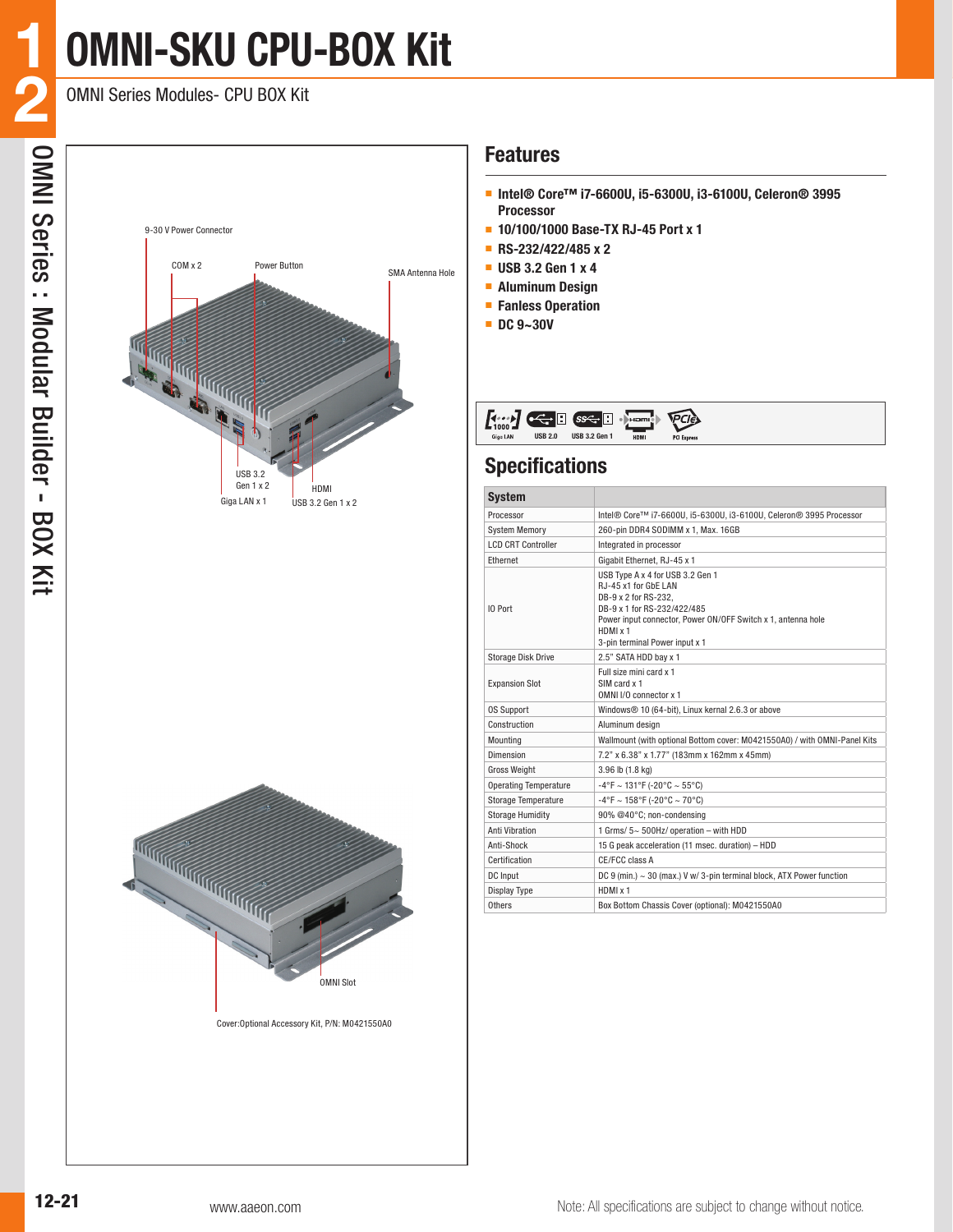# OMNI-SKU CPU-BOX Kit

OMNI Series Modules- CPU BOX Kit

9-30 V Power Connector

COM x 2

Power Button

SMA Antenna Hole

USB 3.2 Gen 1 x 2

Giga LAN x 1

HDMI

USB 3.2 Gen 1 x 2

OMNI Slot

Cover:Optional Accessory Kit, P/N: M0421550A0

## Features

- Intel® Core™ i7-6600U, i5-6300U, i3-6100U, Celeron® 3995 Processor
- 10/100/1000 Base-TX RJ-45 Port x 1
- RS-232/422/485 x 2
- USB 3.2 Gen 1 x 4
- Aluminum Design
- Fanless Operation
- DC 9~30V

Giga LAN | USB 2.0 | USB 3.2 Gen 1 | HDMI | PCI Express

## Specifications

| System | |
|---|---|
| Processor | Intel® Core™ i7-6600U, i5-6300U, i3-6100U, Celeron® 3995 Processor |
| System Memory | 260-pin DDR4 SODIMM x 1, Max. 16GB |
| LCD CRT Controller | Integrated in processor |
| Ethernet | Gigabit Ethernet, RJ-45 x 1 |
| IO Port | USB Type A x 4 for USB 3.2 Gen 1<br>RJ-45 x1 for GbE LAN<br>DB-9 x 2 for RS-232,<br>DB-9 x 1 for RS-232/422/485<br>Power input connector, Power ON/OFF Switch x 1, antenna hole<br>HDMI x 1<br>3-pin terminal Power input x 1 |
| Storage Disk Drive | 2.5" SATA HDD bay x 1 |
| Expansion Slot | Full size mini card x 1<br>SIM card x 1<br>OMNI I/O connector x 1 |
| OS Support | Windows® 10 (64-bit), Linux kernal 2.6.3 or above |
| Construction | Aluminum design |
| Mounting | Wallmount (with optional Bottom cover: M0421550A0) / with OMNI-Panel Kits |
| Dimension | 7.2" x 6.38" x 1.77" (183mm x 162mm x 45mm) |
| Gross Weight | 3.96 lb (1.8 kg) |
| Operating Temperature | -4°F ~ 131°F (-20°C ~ 55°C) |
| Storage Temperature | -4°F ~ 158°F (-20°C ~ 70°C) |
| Storage Humidity | 90% @40°C; non-condensing |
| Anti Vibration | 1 Grms/ 5~ 500Hz/ operation – with HDD |
| Anti-Shock | 15 G peak acceleration (11 msec. duration) – HDD |
| Certification | CE/FCC class A |
| DC Input | DC 9 (min.) ~ 30 (max.) V w/ 3-pin terminal block, ATX Power function |
| Display Type | HDMI x 1 |
| Others | Box Bottom Chassis Cover (optional): M0421550A0 |

www.aaeon.com

Note: All specifications are subject to change without notice.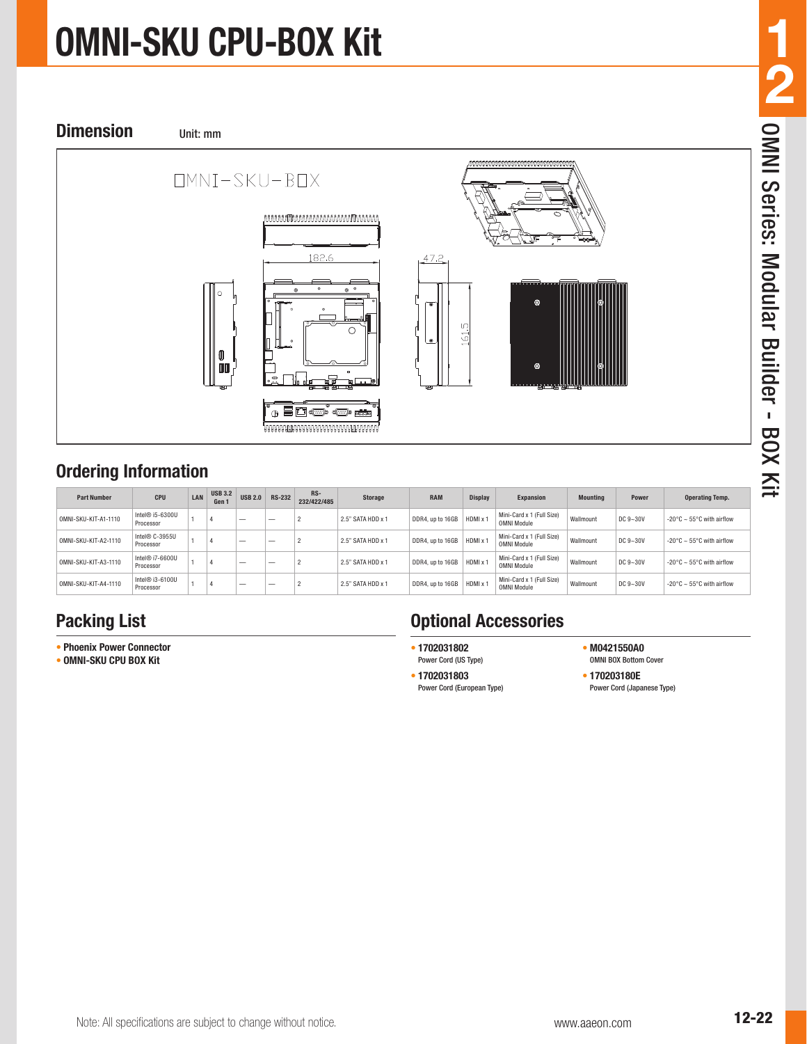# OMNI-SKU CPU-BOX Kit

## Dimension

Unit: mm

OMNI-SKU-BOX

182.6

47.2

161.5

## Ordering Information

| Part Number | CPU | LAN | USB 3.2 Gen 1 | USB 2.0 | RS-232 | RS-232/422/485 | Storage | RAM | Display | Expansion | Mounting | Power | Operating Temp. |
|---|---|---|---|---|---|---|---|---|---|---|---|---|---|
| OMNI-SKU-KIT-A1-1110 | Intel® i5-6300U Processor | 1 | 4 | — | — | 2 | 2.5" SATA HDD x 1 | DDR4, up to 16GB | HDMI x 1 | Mini-Card x 1 (Full Size) OMNI Module | Wallmount | DC 9~30V | -20°C ~ 55°C with airflow |
| OMNI-SKU-KIT-A2-1110 | Intel® C-3955U Processor | 1 | 4 | — | — | 2 | 2.5" SATA HDD x 1 | DDR4, up to 16GB | HDMI x 1 | Mini-Card x 1 (Full Size) OMNI Module | Wallmount | DC 9~30V | -20°C ~ 55°C with airflow |
| OMNI-SKU-KIT-A3-1110 | Intel® i7-6600U Processor | 1 | 4 | — | — | 2 | 2.5" SATA HDD x 1 | DDR4, up to 16GB | HDMI x 1 | Mini-Card x 1 (Full Size) OMNI Module | Wallmount | DC 9~30V | -20°C ~ 55°C with airflow |
| OMNI-SKU-KIT-A4-1110 | Intel® i3-6100U Processor | 1 | 4 | — | — | 2 | 2.5" SATA HDD x 1 | DDR4, up to 16GB | HDMI x 1 | Mini-Card x 1 (Full Size) OMNI Module | Wallmount | DC 9~30V | -20°C ~ 55°C with airflow |

## Packing List

- **Phoenix Power Connector**
- **OMNI-SKU CPU BOX Kit**

## Optional Accessories

- **1702031802**
  Power Cord (US Type)
- **1702031803**
  Power Cord (European Type)
- **M0421550A0**
  OMNI BOX Bottom Cover
- **170203180E**
  Power Cord (Japanese Type)

Note: All specifications are subject to change without notice.

www.aaeon.com